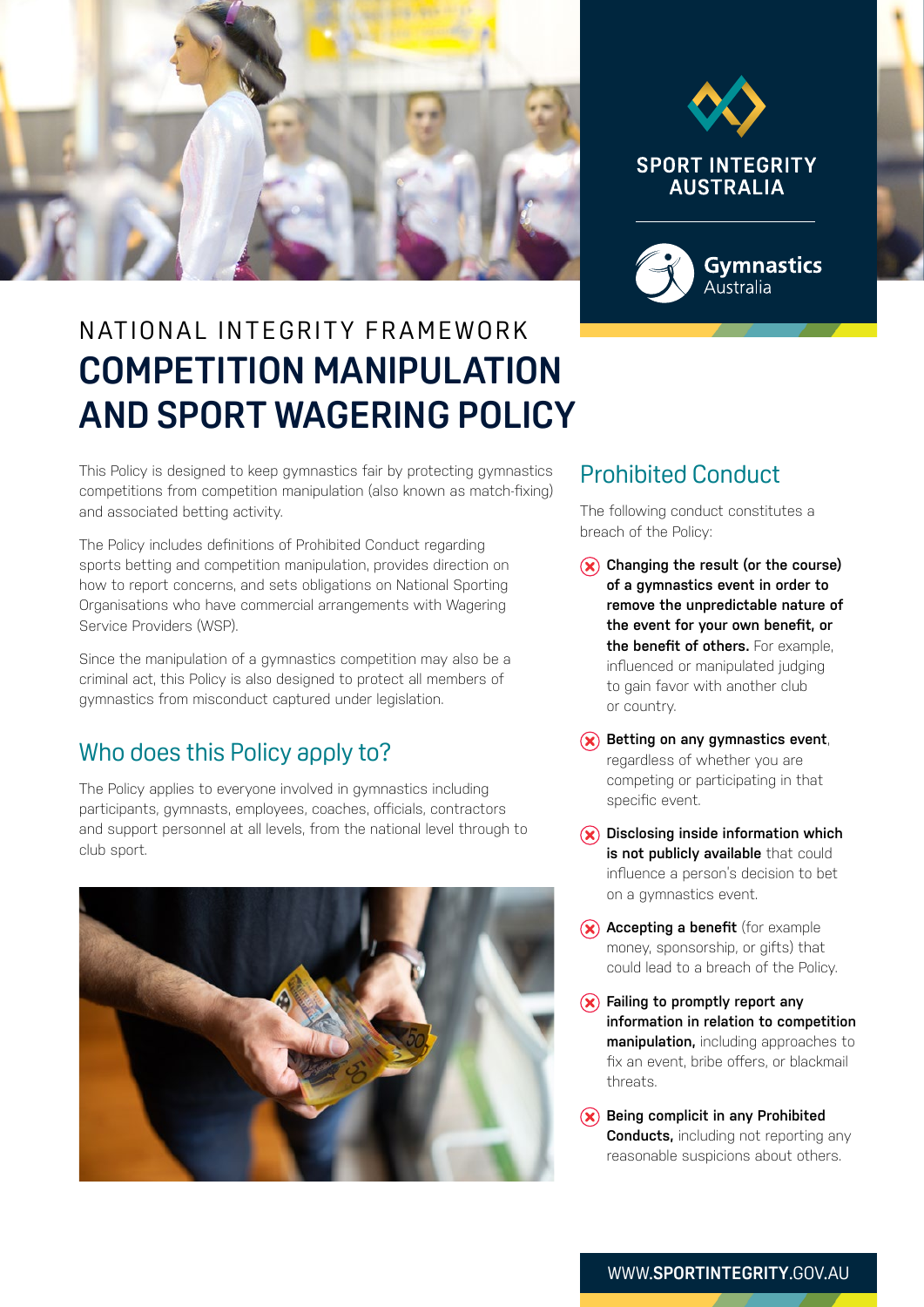SPORT INTEGRITY AUSTRALIA

Gymnastics Australia

NATIONAL INTEGRITY FRAMEWORK

# COMPETITION MANIPULATION AND SPORT WAGERING POLICY

This Policy is designed to keep gymnastics fair by protecting gymnastics competitions from competition manipulation (also known as match-fixing) and associated betting activity.

The Policy includes definitions of Prohibited Conduct regarding sports betting and competition manipulation, provides direction on how to report concerns, and sets obligations on National Sporting Organisations who have commercial arrangements with Wagering Service Providers (WSP).

Since the manipulation of a gymnastics competition may also be a criminal act, this Policy is also designed to protect all members of gymnastics from misconduct captured under legislation.

## Who does this Policy apply to?

The Policy applies to everyone involved in gymnastics including participants, gymnasts, employees, coaches, officials, contractors and support personnel at all levels, from the national level through to club sport.

## Prohibited Conduct

The following conduct constitutes a breach of the Policy:

- **Changing the result (or the course) of a gymnastics event in order to remove the unpredictable nature of the event for your own benefit, or the benefit of others.** For example, influenced or manipulated judging to gain favor with another club or country.
- **Betting on any gymnastics event**, regardless of whether you are competing or participating in that specific event.
- **Disclosing inside information which is not publicly available** that could influence a person's decision to bet on a gymnastics event.
- **Accepting a benefit** (for example money, sponsorship, or gifts) that could lead to a breach of the Policy.
- **Failing to promptly report any information in relation to competition manipulation,** including approaches to fix an event, bribe offers, or blackmail threats.
- **Being complicit in any Prohibited Conducts,** including not reporting any reasonable suspicions about others.

WWW.SPORTINTEGRITY.GOV.AU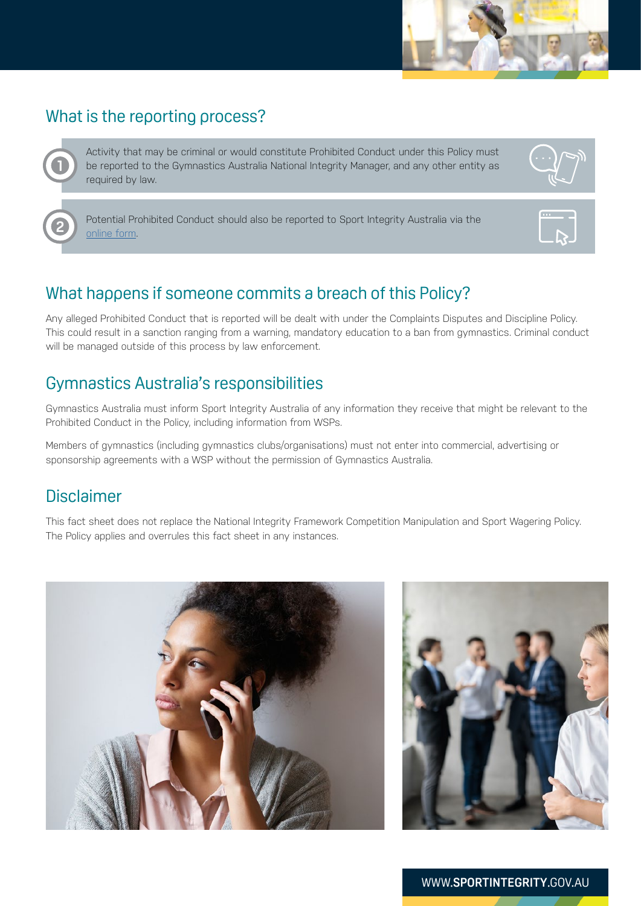## What is the reporting process?

1. Activity that may be criminal or would constitute Prohibited Conduct under this Policy must be reported to the Gymnastics Australia National Integrity Manager, and any other entity as required by law.

2. Potential Prohibited Conduct should also be reported to Sport Integrity Australia via the online form.

## What happens if someone commits a breach of this Policy?

Any alleged Prohibited Conduct that is reported will be dealt with under the Complaints Disputes and Discipline Policy. This could result in a sanction ranging from a warning, mandatory education to a ban from gymnastics. Criminal conduct will be managed outside of this process by law enforcement.

## Gymnastics Australia's responsibilities

Gymnastics Australia must inform Sport Integrity Australia of any information they receive that might be relevant to the Prohibited Conduct in the Policy, including information from WSPs.

Members of gymnastics (including gymnastics clubs/organisations) must not enter into commercial, advertising or sponsorship agreements with a WSP without the permission of Gymnastics Australia.

## Disclaimer

This fact sheet does not replace the National Integrity Framework Competition Manipulation and Sport Wagering Policy. The Policy applies and overrules this fact sheet in any instances.

WWW.**SPORTINTEGRITY**.GOV.AU